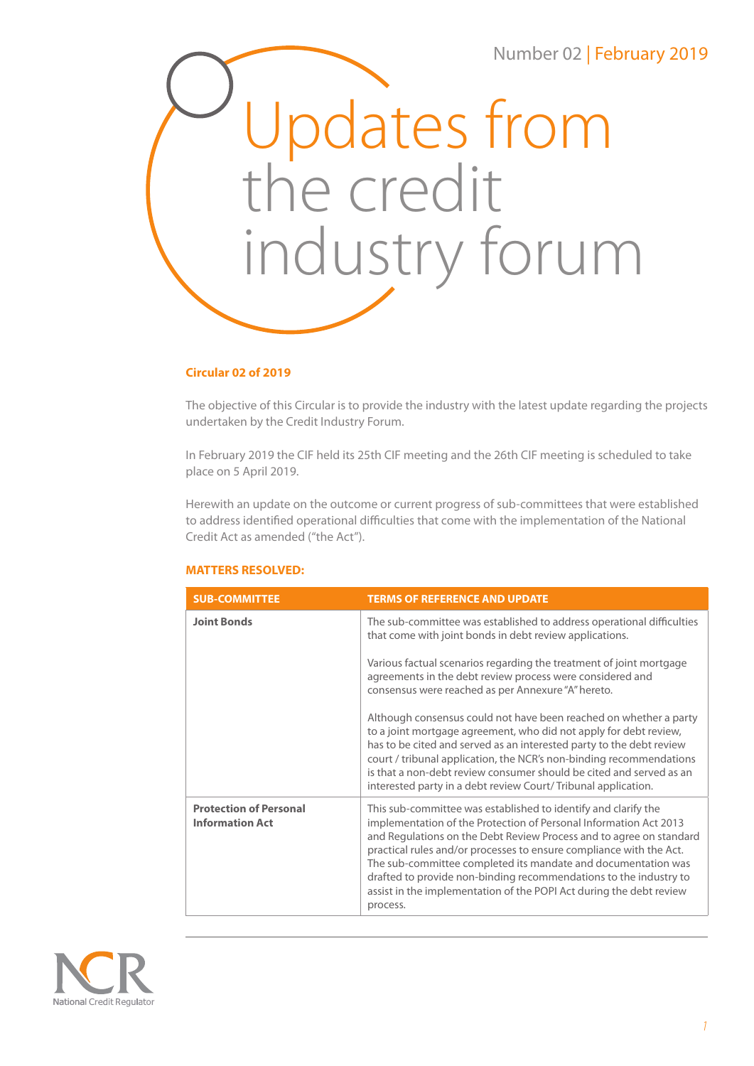Number 02 | February 2019

# Updates from the credit industry forum

**Circular 02 of 2019**

The objective of this Circular is to provide the industry with the latest update regarding the projects undertaken by the Credit Industry Forum.

In February 2019 the CIF held its 25th CIF meeting and the 26th CIF meeting is scheduled to take place on 5 April 2019.

Herewith an update on the outcome or current progress of sub-committees that were established to address identified operational difficulties that come with the implementation of the National Credit Act as amended ("the Act").

## MATTERS RESOLVED:

| SUB-COMMITTEE | TERMS OF REFERENCE AND UPDATE |
|---|---|
| **Joint Bonds** | The sub-committee was established to address operational difficulties that come with joint bonds in debt review applications.<br><br>Various factual scenarios regarding the treatment of joint mortgage agreements in the debt review process were considered and consensus were reached as per Annexure "A" hereto.<br><br>Although consensus could not have been reached on whether a party to a joint mortgage agreement, who did not apply for debt review, has to be cited and served as an interested party to the debt review court / tribunal application, the NCR's non-binding recommendations is that a non-debt review consumer should be cited and served as an interested party in a debt review Court/ Tribunal application. |
| **Protection of Personal Information Act** | This sub-committee was established to identify and clarify the implementation of the Protection of Personal Information Act 2013 and Regulations on the Debt Review Process and to agree on standard practical rules and/or processes to ensure compliance with the Act. The sub-committee completed its mandate and documentation was drafted to provide non-binding recommendations to the industry to assist in the implementation of the POPI Act during the debt review process. |

NCR National Credit Regulator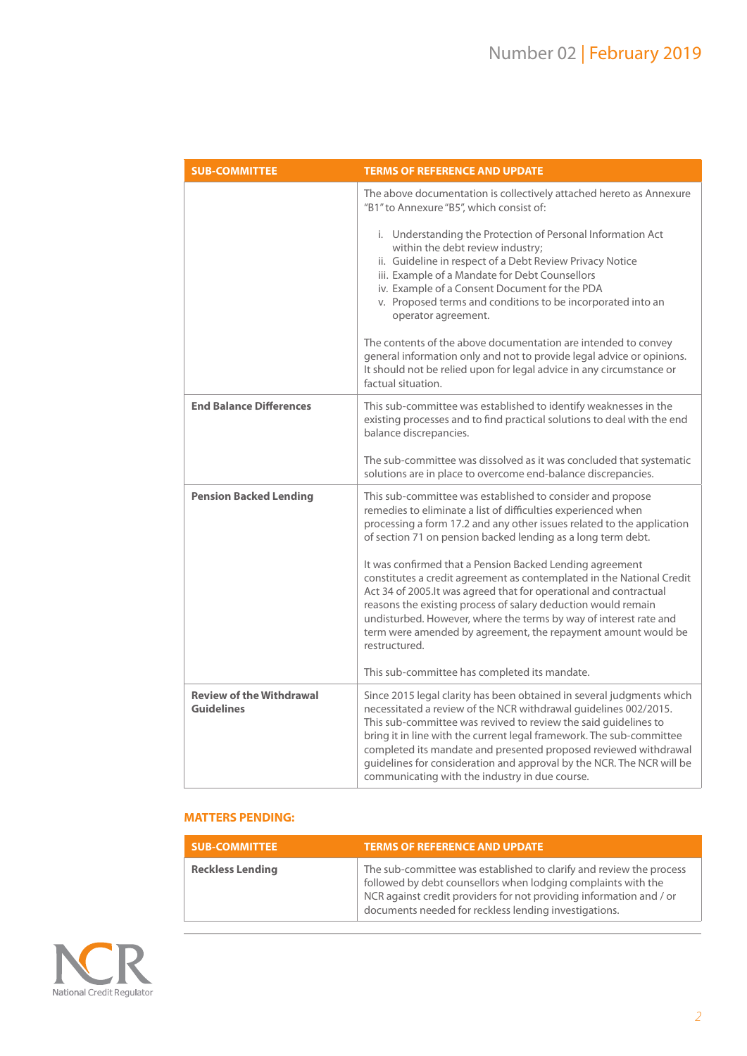| SUB-COMMITTEE | TERMS OF REFERENCE AND UPDATE |
|---|---|
| | The above documentation is collectively attached hereto as Annexure "B1" to Annexure "B5", which consist of:<br><br>i. Understanding the Protection of Personal Information Act within the debt review industry;<br>ii. Guideline in respect of a Debt Review Privacy Notice<br>iii. Example of a Mandate for Debt Counsellors<br>iv. Example of a Consent Document for the PDA<br>v. Proposed terms and conditions to be incorporated into an operator agreement.<br><br>The contents of the above documentation are intended to convey general information only and not to provide legal advice or opinions. It should not be relied upon for legal advice in any circumstance or factual situation. |
| **End Balance Differences** | This sub-committee was established to identify weaknesses in the existing processes and to find practical solutions to deal with the end balance discrepancies.<br><br>The sub-committee was dissolved as it was concluded that systematic solutions are in place to overcome end-balance discrepancies. |
| **Pension Backed Lending** | This sub-committee was established to consider and propose remedies to eliminate a list of difficulties experienced when processing a form 17.2 and any other issues related to the application of section 71 on pension backed lending as a long term debt.<br><br>It was confirmed that a Pension Backed Lending agreement constitutes a credit agreement as contemplated in the National Credit Act 34 of 2005.It was agreed that for operational and contractual reasons the existing process of salary deduction would remain undisturbed. However, where the terms by way of interest rate and term were amended by agreement, the repayment amount would be restructured.<br><br>This sub-committee has completed its mandate. |
| **Review of the Withdrawal Guidelines** | Since 2015 legal clarity has been obtained in several judgments which necessitated a review of the NCR withdrawal guidelines 002/2015. This sub-committee was revived to review the said guidelines to bring it in line with the current legal framework. The sub-committee completed its mandate and presented proposed reviewed withdrawal guidelines for consideration and approval by the NCR. The NCR will be communicating with the industry in due course. |

## MATTERS PENDING:

| SUB-COMMITTEE | TERMS OF REFERENCE AND UPDATE |
|---|---|
| **Reckless Lending** | The sub-committee was established to clarify and review the process followed by debt counsellors when lodging complaints with the NCR against credit providers for not providing information and / or documents needed for reckless lending investigations. |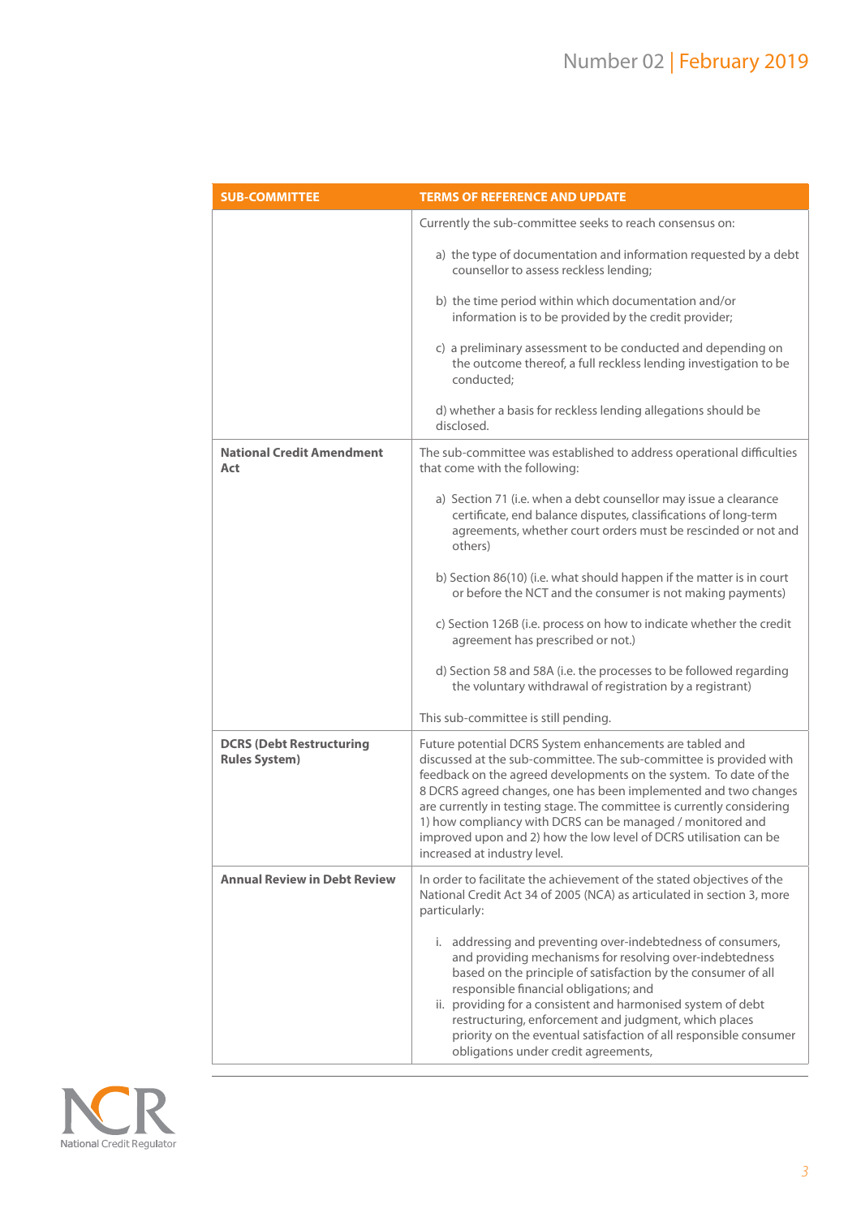| SUB-COMMITTEE | TERMS OF REFERENCE AND UPDATE |
|---|---|
| | Currently the sub-committee seeks to reach consensus on:<br><br>a) the type of documentation and information requested by a debt counsellor to assess reckless lending;<br><br>b) the time period within which documentation and/or information is to be provided by the credit provider;<br><br>c) a preliminary assessment to be conducted and depending on the outcome thereof, a full reckless lending investigation to be conducted;<br><br>d) whether a basis for reckless lending allegations should be disclosed. |
| **National Credit Amendment Act** | The sub-committee was established to address operational difficulties that come with the following:<br><br>a) Section 71 (i.e. when a debt counsellor may issue a clearance certificate, end balance disputes, classifications of long-term agreements, whether court orders must be rescinded or not and others)<br><br>b) Section 86(10) (i.e. what should happen if the matter is in court or before the NCT and the consumer is not making payments)<br><br>c) Section 126B (i.e. process on how to indicate whether the credit agreement has prescribed or not.)<br><br>d) Section 58 and 58A (i.e. the processes to be followed regarding the voluntary withdrawal of registration by a registrant)<br><br>This sub-committee is still pending. |
| **DCRS (Debt Restructuring Rules System)** | Future potential DCRS System enhancements are tabled and discussed at the sub-committee. The sub-committee is provided with feedback on the agreed developments on the system. To date of the 8 DCRS agreed changes, one has been implemented and two changes are currently in testing stage. The committee is currently considering 1) how compliancy with DCRS can be managed / monitored and improved upon and 2) how the low level of DCRS utilisation can be increased at industry level. |
| **Annual Review in Debt Review** | In order to facilitate the achievement of the stated objectives of the National Credit Act 34 of 2005 (NCA) as articulated in section 3, more particularly:<br><br>i. addressing and preventing over-indebtedness of consumers, and providing mechanisms for resolving over-indebtedness based on the principle of satisfaction by the consumer of all responsible financial obligations; and<br>ii. providing for a consistent and harmonised system of debt restructuring, enforcement and judgment, which places priority on the eventual satisfaction of all responsible consumer obligations under credit agreements, |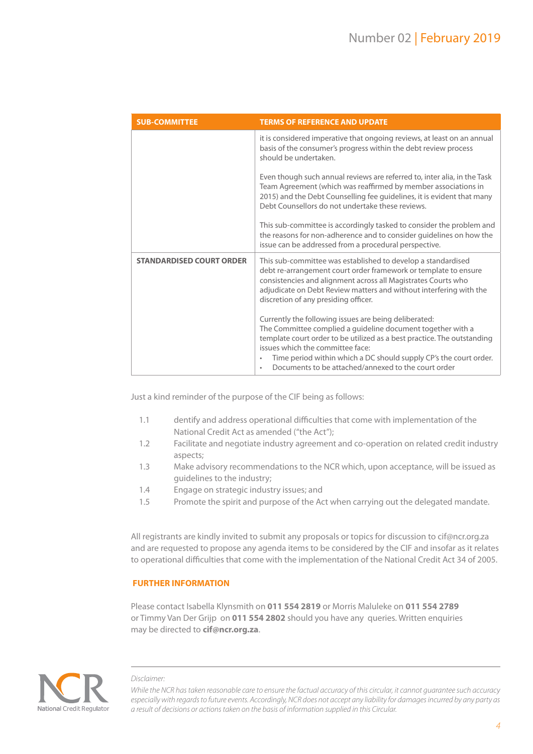| SUB-COMMITTEE | TERMS OF REFERENCE AND UPDATE |
|---|---|
| | it is considered imperative that ongoing reviews, at least on an annual basis of the consumer's progress within the debt review process should be undertaken.<br><br>Even though such annual reviews are referred to, inter alia, in the Task Team Agreement (which was reaffirmed by member associations in 2015) and the Debt Counselling fee guidelines, it is evident that many Debt Counsellors do not undertake these reviews.<br><br>This sub-committee is accordingly tasked to consider the problem and the reasons for non-adherence and to consider guidelines on how the issue can be addressed from a procedural perspective. |
| **STANDARDISED COURT ORDER** | This sub-committee was established to develop a standardised debt re-arrangement court order framework or template to ensure consistencies and alignment across all Magistrates Courts who adjudicate on Debt Review matters and without interfering with the discretion of any presiding officer.<br><br>Currently the following issues are being deliberated:<br>The Committee complied a guideline document together with a template court order to be utilized as a best practice. The outstanding issues which the committee face:<br>• Time period within which a DC should supply CP's the court order.<br>• Documents to be attached/annexed to the court order |

Just a kind reminder of the purpose of the CIF being as follows:

1.1 dentify and address operational difficulties that come with implementation of the National Credit Act as amended ("the Act");
1.2 Facilitate and negotiate industry agreement and co-operation on related credit industry aspects;
1.3 Make advisory recommendations to the NCR which, upon acceptance, will be issued as guidelines to the industry;
1.4 Engage on strategic industry issues; and
1.5 Promote the spirit and purpose of the Act when carrying out the delegated mandate.

All registrants are kindly invited to submit any proposals or topics for discussion to cif@ncr.org.za and are requested to propose any agenda items to be considered by the CIF and insofar as it relates to operational difficulties that come with the implementation of the National Credit Act 34 of 2005.

## FURTHER INFORMATION

Please contact Isabella Klynsmith on **011 554 2819** or Morris Maluleke on **011 554 2789** or Timmy Van Der Grijp on **011 554 2802** should you have any queries. Written enquiries may be directed to **cif@ncr.org.za**.

National Credit Regulator

*Disclaimer:*

*While the NCR has taken reasonable care to ensure the factual accuracy of this circular, it cannot guarantee such accuracy especially with regards to future events. Accordingly, NCR does not accept any liability for damages incurred by any party as a result of decisions or actions taken on the basis of information supplied in this Circular.*